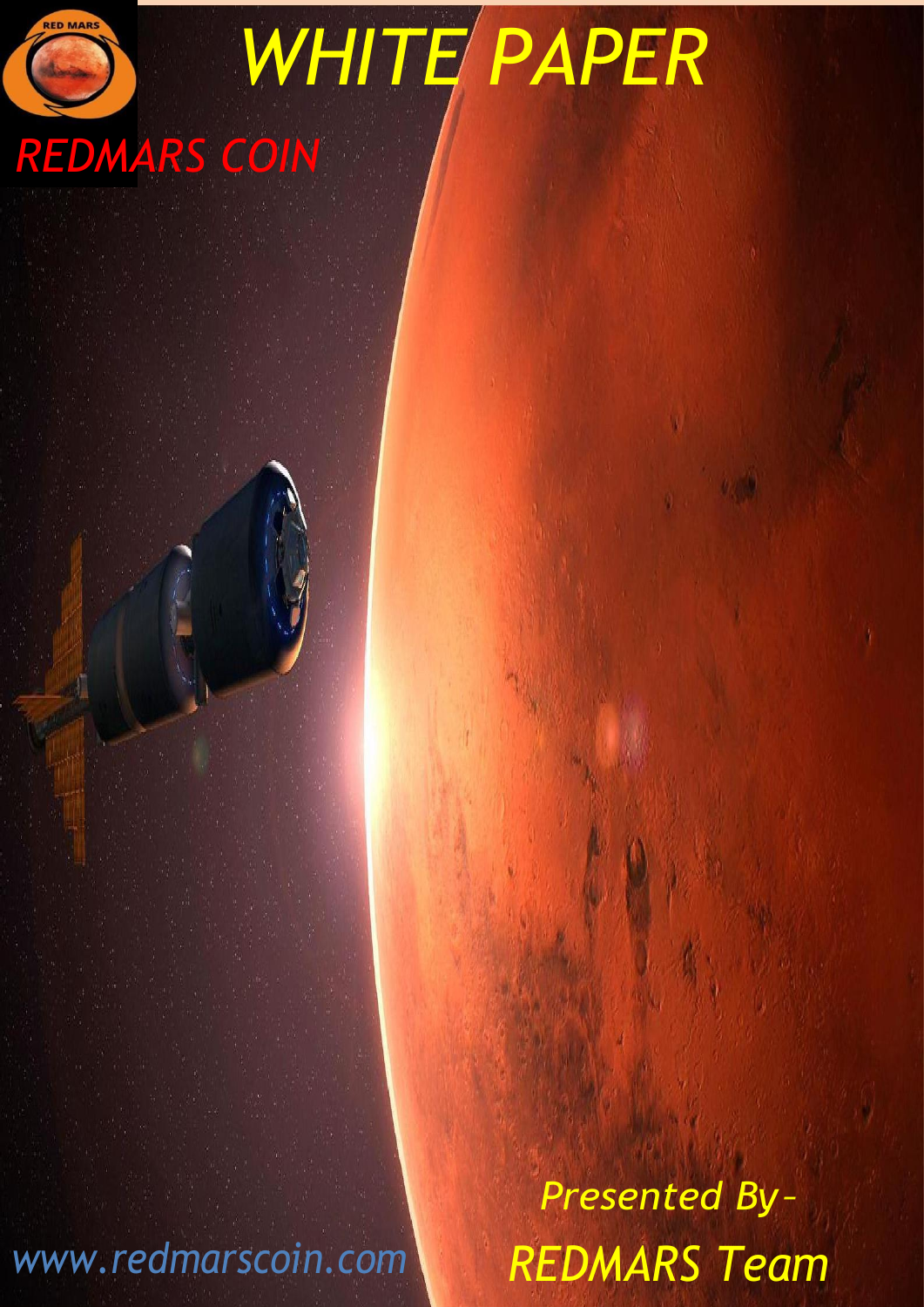# WHITE PAPER

## REDMARS COIN

*Presented By–*

*REDMARS Team*

www.redmarscoin.com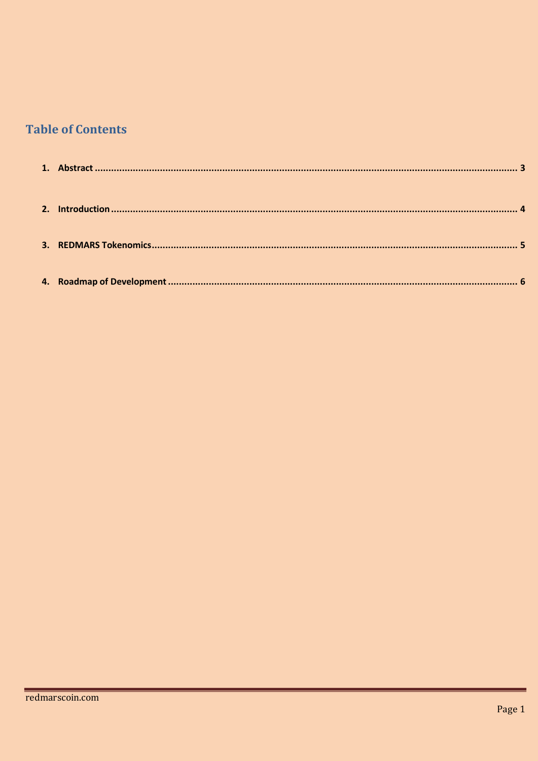## Table of Contents

1. **Abstract** ........................................................................................ 3
2. **Introduction** ........................................................................................ 4
3. **REDMARS Tokenomics** ........................................................................................ 5
4. **Roadmap of Development** ........................................................................................ 6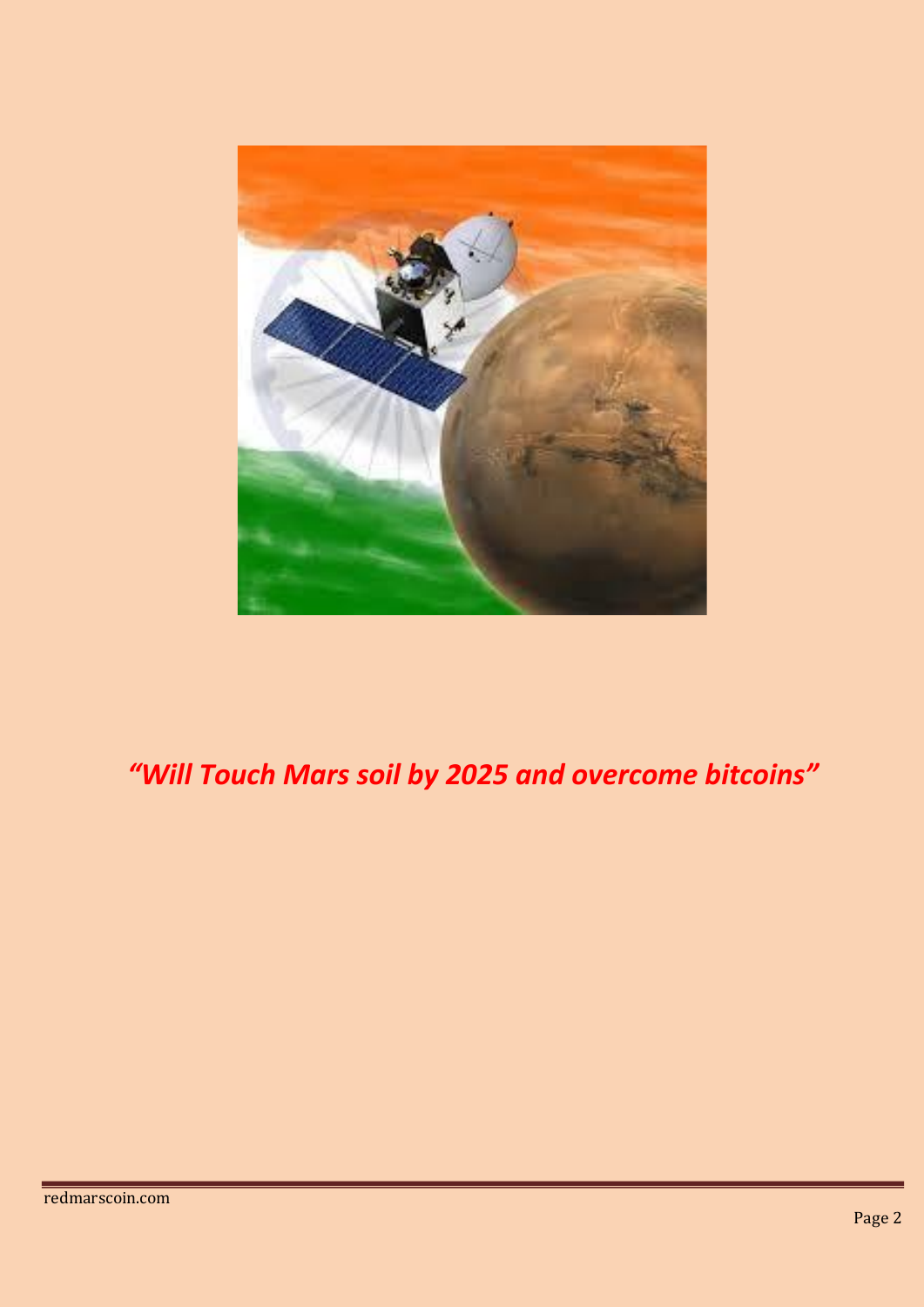*“Will Touch Mars soil by 2025 and overcome bitcoins”*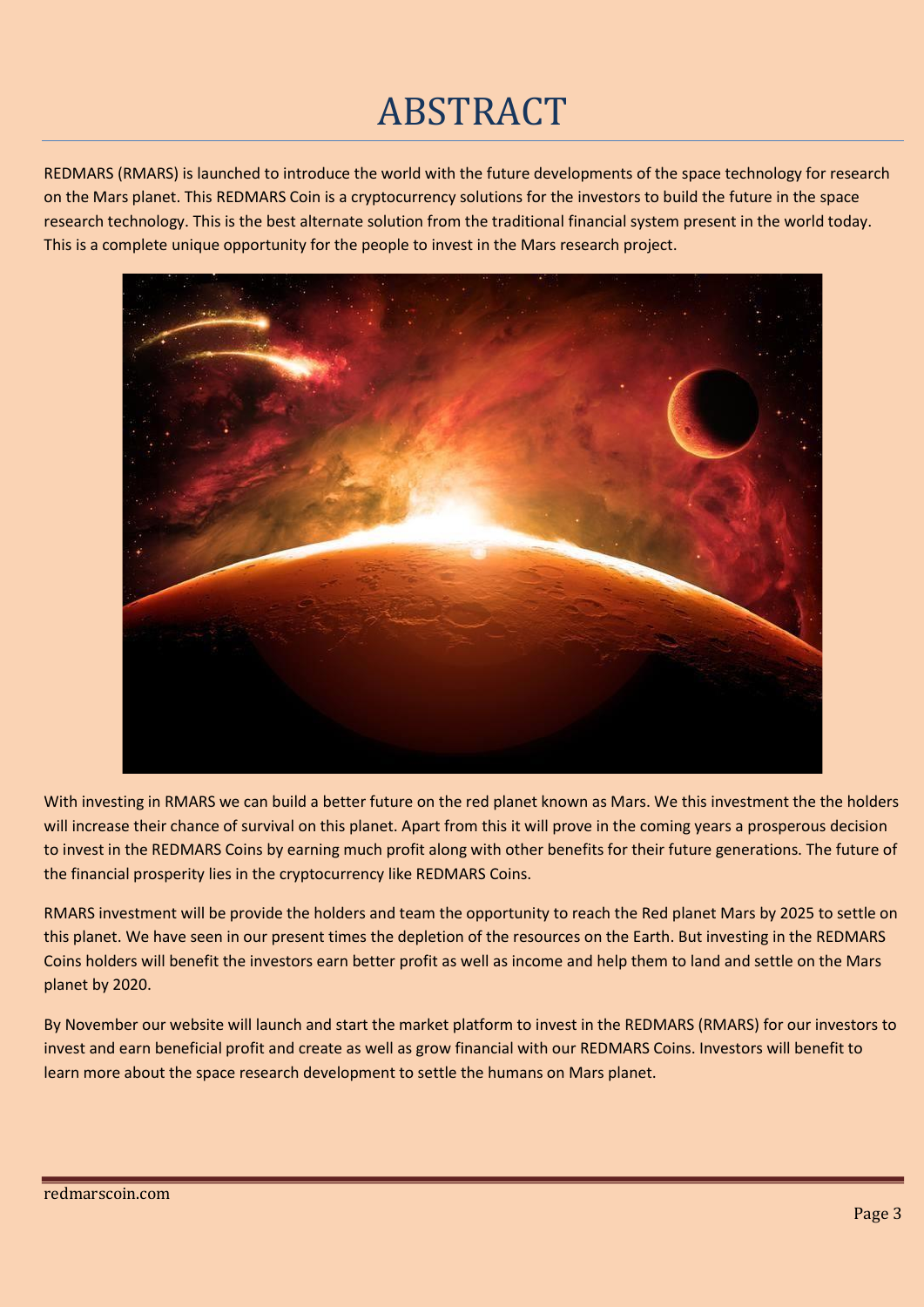# ABSTRACT

REDMARS (RMARS) is launched to introduce the world with the future developments of the space technology for research on the Mars planet. This REDMARS Coin is a cryptocurrency solutions for the investors to build the future in the space research technology. This is the best alternate solution from the traditional financial system present in the world today. This is a complete unique opportunity for the people to invest in the Mars research project.

With investing in RMARS we can build a better future on the red planet known as Mars. We this investment the the holders will increase their chance of survival on this planet. Apart from this it will prove in the coming years a prosperous decision to invest in the REDMARS Coins by earning much profit along with other benefits for their future generations. The future of the financial prosperity lies in the cryptocurrency like REDMARS Coins.

RMARS investment will be provide the holders and team the opportunity to reach the Red planet Mars by 2025 to settle on this planet. We have seen in our present times the depletion of the resources on the Earth. But investing in the REDMARS Coins holders will benefit the investors earn better profit as well as income and help them to land and settle on the Mars planet by 2020.

By November our website will launch and start the market platform to invest in the REDMARS (RMARS) for our investors to invest and earn beneficial profit and create as well as grow financial with our REDMARS Coins. Investors will benefit to learn more about the space research development to settle the humans on Mars planet.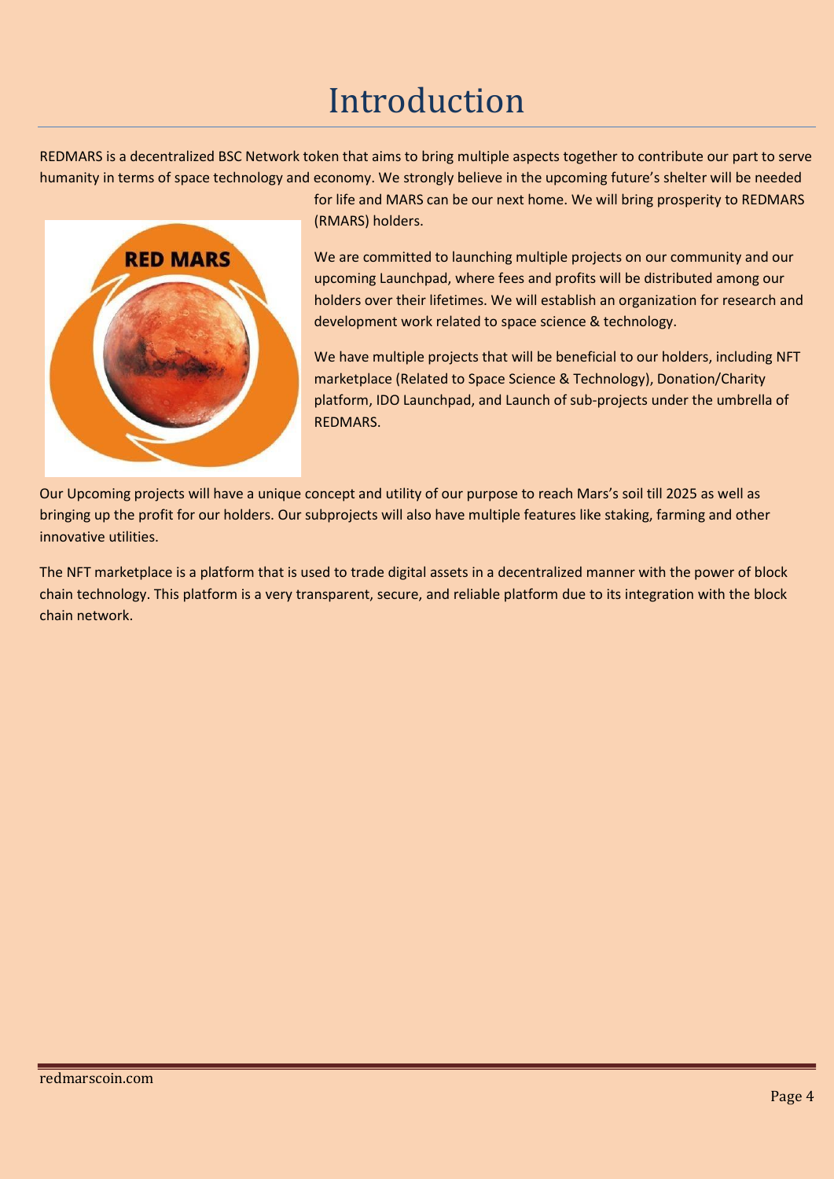# Introduction

REDMARS is a decentralized BSC Network token that aims to bring multiple aspects together to contribute our part to serve humanity in terms of space technology and economy. We strongly believe in the upcoming future's shelter will be needed for life and MARS can be our next home. We will bring prosperity to REDMARS (RMARS) holders.

We are committed to launching multiple projects on our community and our upcoming Launchpad, where fees and profits will be distributed among our holders over their lifetimes. We will establish an organization for research and development work related to space science & technology.

We have multiple projects that will be beneficial to our holders, including NFT marketplace (Related to Space Science & Technology), Donation/Charity platform, IDO Launchpad, and Launch of sub-projects under the umbrella of REDMARS.

Our Upcoming projects will have a unique concept and utility of our purpose to reach Mars's soil till 2025 as well as bringing up the profit for our holders. Our subprojects will also have multiple features like staking, farming and other innovative utilities.

The NFT marketplace is a platform that is used to trade digital assets in a decentralized manner with the power of block chain technology. This platform is a very transparent, secure, and reliable platform due to its integration with the block chain network.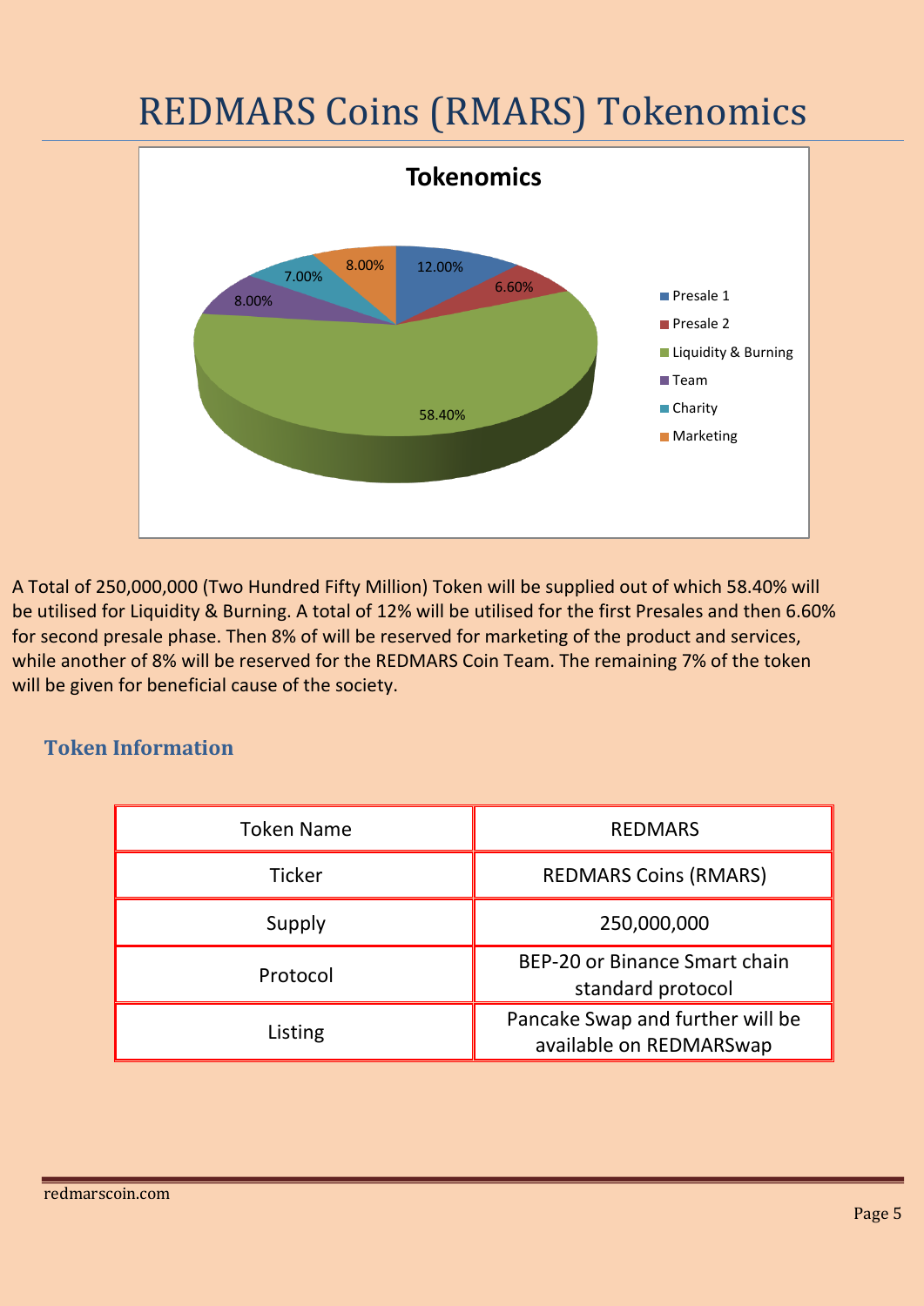# REDMARS Coins (RMARS) Tokenomics

A Total of 250,000,000 (Two Hundred Fifty Million) Token will be supplied out of which 58.40% will be utilised for Liquidity & Burning. A total of 12% will be utilised for the first Presales and then 6.60% for second presale phase. Then 8% of will be reserved for marketing of the product and services, while another of 8% will be reserved for the REDMARS Coin Team. The remaining 7% of the token will be given for beneficial cause of the society.

## Token Information

| Token Name | REDMARS |
|---|---|
| Ticker | REDMARS Coins (RMARS) |
| Supply | 250,000,000 |
| Protocol | BEP-20 or Binance Smart chain standard protocol |
| Listing | Pancake Swap and further will be available on REDMARSwap |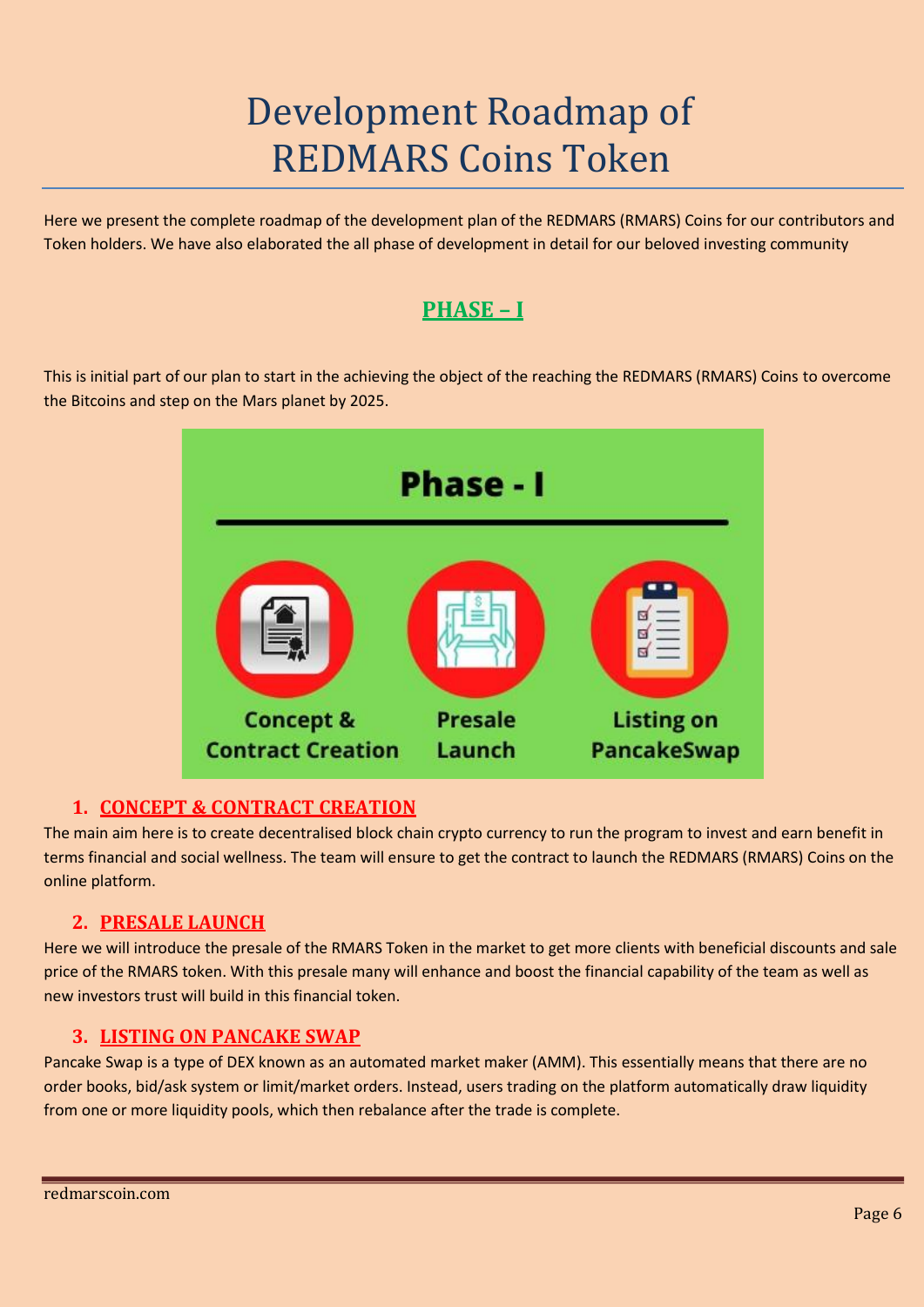# Development Roadmap of REDMARS Coins Token

Here we present the complete roadmap of the development plan of the REDMARS (RMARS) Coins for our contributors and Token holders. We have also elaborated the all phase of development in detail for our beloved investing community

## PHASE – I

This is initial part of our plan to start in the achieving the object of the reaching the REDMARS (RMARS) Coins to overcome the Bitcoins and step on the Mars planet by 2025.

Phase - I

Concept & Contract Creation | Presale Launch | Listing on PancakeSwap

### 1. CONCEPT & CONTRACT CREATION

The main aim here is to create decentralised block chain crypto currency to run the program to invest and earn benefit in terms financial and social wellness. The team will ensure to get the contract to launch the REDMARS (RMARS) Coins on the online platform.

### 2. PRESALE LAUNCH

Here we will introduce the presale of the RMARS Token in the market to get more clients with beneficial discounts and sale price of the RMARS token. With this presale many will enhance and boost the financial capability of the team as well as new investors trust will build in this financial token.

### 3. LISTING ON PANCAKE SWAP

Pancake Swap is a type of DEX known as an automated market maker (AMM). This essentially means that there are no order books, bid/ask system or limit/market orders. Instead, users trading on the platform automatically draw liquidity from one or more liquidity pools, which then rebalance after the trade is complete.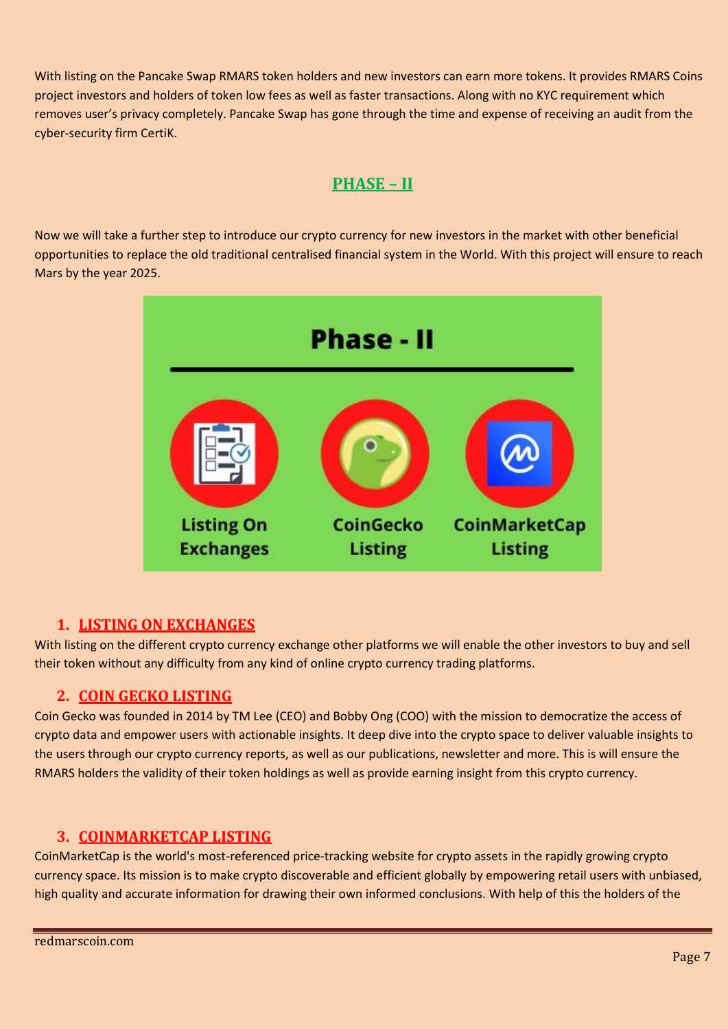With listing on the Pancake Swap RMARS token holders and new investors can earn more tokens. It provides RMARS Coins project investors and holders of token low fees as well as faster transactions. Along with no KYC requirement which removes user's privacy completely. Pancake Swap has gone through the time and expense of receiving an audit from the cyber-security firm CertiK.

## PHASE – II

Now we will take a further step to introduce our crypto currency for new investors in the market with other beneficial opportunities to replace the old traditional centralised financial system in the World. With this project will ensure to reach Mars by the year 2025.

**Phase - II**

Listing On Exchanges | CoinGecko Listing | CoinMarketCap Listing

### 1. LISTING ON EXCHANGES

With listing on the different crypto currency exchange other platforms we will enable the other investors to buy and sell their token without any difficulty from any kind of online crypto currency trading platforms.

### 2. COIN GECKO LISTING

Coin Gecko was founded in 2014 by TM Lee (CEO) and Bobby Ong (COO) with the mission to democratize the access of crypto data and empower users with actionable insights. It deep dive into the crypto space to deliver valuable insights to the users through our crypto currency reports, as well as our publications, newsletter and more. This is will ensure the RMARS holders the validity of their token holdings as well as provide earning insight from this crypto currency.

### 3. COINMARKETCAP LISTING

CoinMarketCap is the world's most-referenced price-tracking website for crypto assets in the rapidly growing crypto currency space. Its mission is to make crypto discoverable and efficient globally by empowering retail users with unbiased, high quality and accurate information for drawing their own informed conclusions. With help of this the holders of the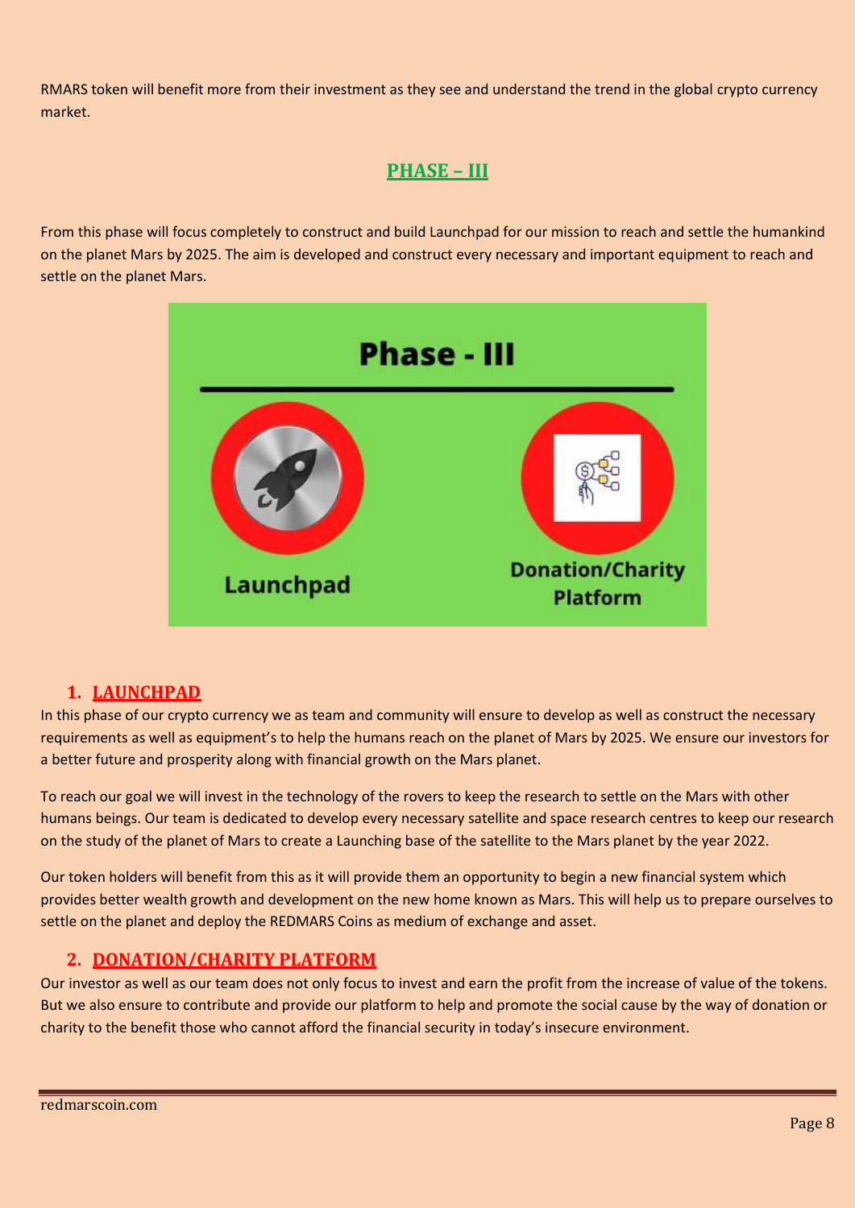RMARS token will benefit more from their investment as they see and understand the trend in the global crypto currency market.

## PHASE – III

From this phase will focus completely to construct and build Launchpad for our mission to reach and settle the humankind on the planet Mars by 2025. The aim is developed and construct every necessary and important equipment to reach and settle on the planet Mars.

### 1. LAUNCHPAD

In this phase of our crypto currency we as team and community will ensure to develop as well as construct the necessary requirements as well as equipment's to help the humans reach on the planet of Mars by 2025. We ensure our investors for a better future and prosperity along with financial growth on the Mars planet.

To reach our goal we will invest in the technology of the rovers to keep the research to settle on the Mars with other humans beings. Our team is dedicated to develop every necessary satellite and space research centres to keep our research on the study of the planet of Mars to create a Launching base of the satellite to the Mars planet by the year 2022.

Our token holders will benefit from this as it will provide them an opportunity to begin a new financial system which provides better wealth growth and development on the new home known as Mars. This will help us to prepare ourselves to settle on the planet and deploy the REDMARS Coins as medium of exchange and asset.

### 2. DONATION/CHARITY PLATFORM

Our investor as well as our team does not only focus to invest and earn the profit from the increase of value of the tokens. But we also ensure to contribute and provide our platform to help and promote the social cause by the way of donation or charity to the benefit those who cannot afford the financial security in today's insecure environment.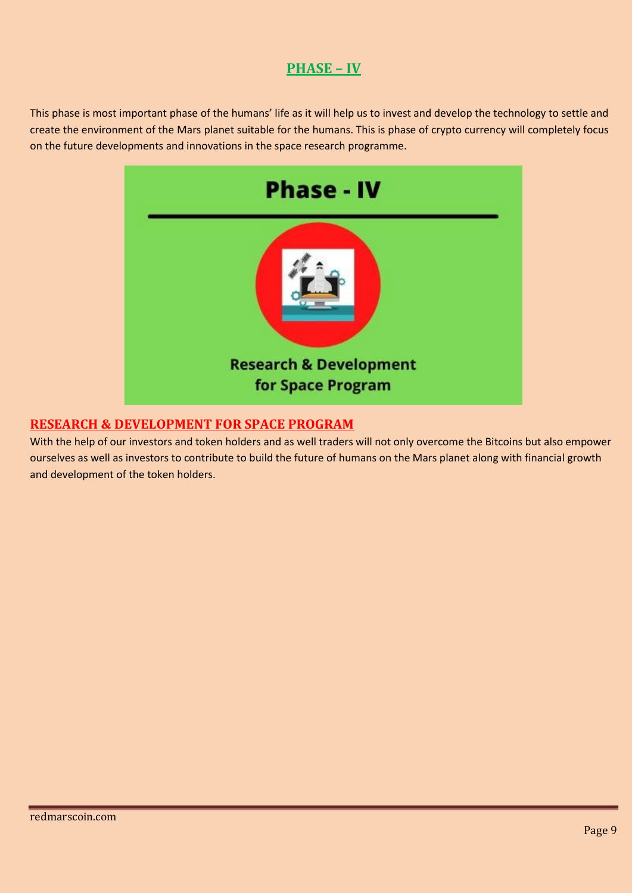## PHASE – IV

This phase is most important phase of the humans' life as it will help us to invest and develop the technology to settle and create the environment of the Mars planet suitable for the humans. This is phase of crypto currency will completely focus on the future developments and innovations in the space research programme.

Phase - IV

Research & Development for Space Program

### RESEARCH & DEVELOPMENT FOR SPACE PROGRAM

With the help of our investors and token holders and as well traders will not only overcome the Bitcoins but also empower ourselves as well as investors to contribute to build the future of humans on the Mars planet along with financial growth and development of the token holders.